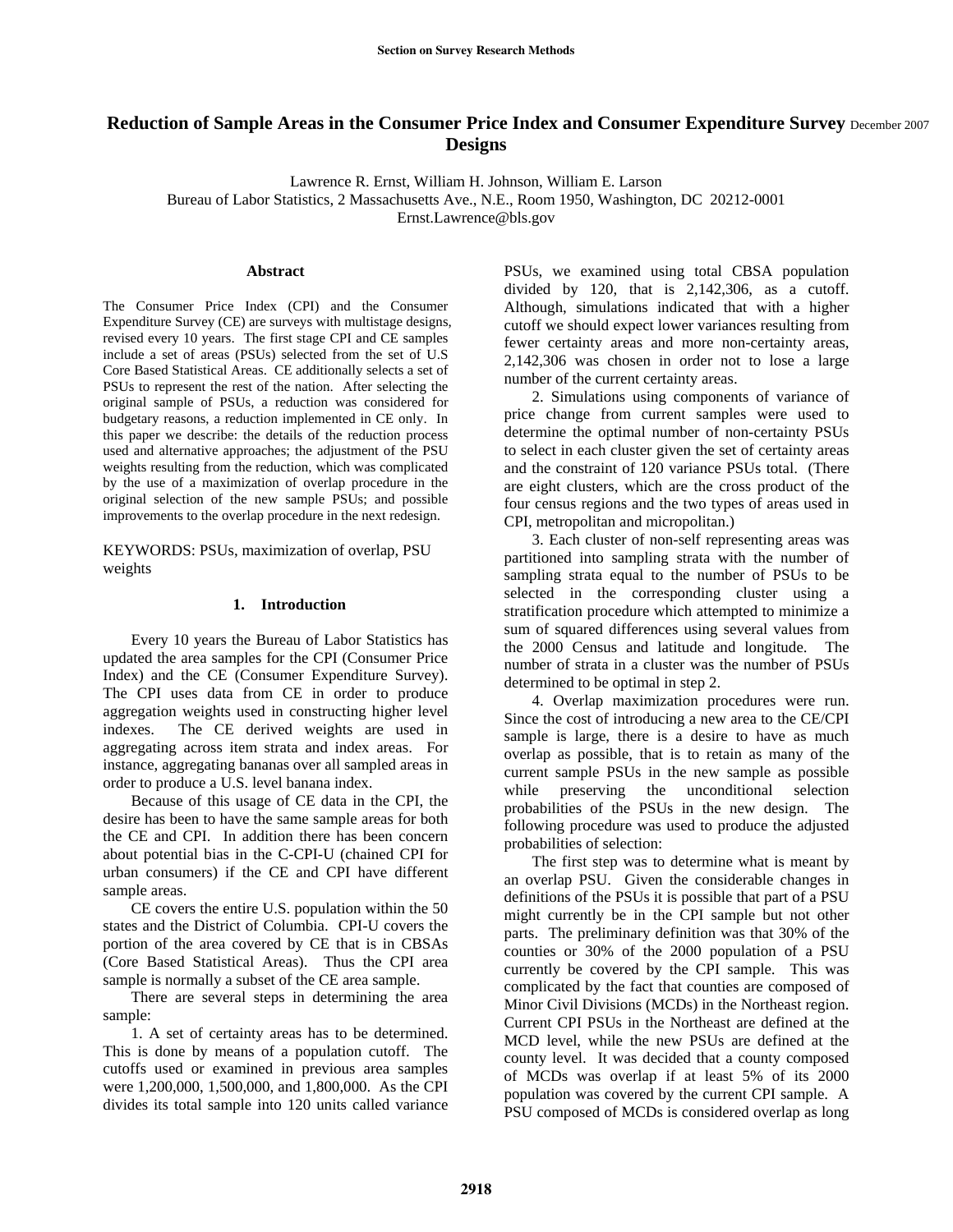# Reduction of Sample Areas in the Consumer Price Index and Consumer Expenditure Survey Designs

December 2007

Lawrence R. Ernst, William H. Johnson, William E. Larson
Bureau of Labor Statistics, 2 Massachusetts Ave., N.E., Room 1950, Washington, DC 20212-0001
Ernst.Lawrence@bls.gov

### Abstract

The Consumer Price Index (CPI) and the Consumer Expenditure Survey (CE) are surveys with multistage designs, revised every 10 years. The first stage CPI and CE samples include a set of areas (PSUs) selected from the set of U.S Core Based Statistical Areas. CE additionally selects a set of PSUs to represent the rest of the nation. After selecting the original sample of PSUs, a reduction was considered for budgetary reasons, a reduction implemented in CE only. In this paper we describe: the details of the reduction process used and alternative approaches; the adjustment of the PSU weights resulting from the reduction, which was complicated by the use of a maximization of overlap procedure in the original selection of the new sample PSUs; and possible improvements to the overlap procedure in the next redesign.

KEYWORDS: PSUs, maximization of overlap, PSU weights

## 1. Introduction

Every 10 years the Bureau of Labor Statistics has updated the area samples for the CPI (Consumer Price Index) and the CE (Consumer Expenditure Survey). The CPI uses data from CE in order to produce aggregation weights used in constructing higher level indexes. The CE derived weights are used in aggregating across item strata and index areas. For instance, aggregating bananas over all sampled areas in order to produce a U.S. level banana index.

Because of this usage of CE data in the CPI, the desire has been to have the same sample areas for both the CE and CPI. In addition there has been concern about potential bias in the C-CPI-U (chained CPI for urban consumers) if the CE and CPI have different sample areas.

CE covers the entire U.S. population within the 50 states and the District of Columbia. CPI-U covers the portion of the area covered by CE that is in CBSAs (Core Based Statistical Areas). Thus the CPI area sample is normally a subset of the CE area sample.

There are several steps in determining the area sample:

1. A set of certainty areas has to be determined. This is done by means of a population cutoff. The cutoffs used or examined in previous area samples were 1,200,000, 1,500,000, and 1,800,000. As the CPI divides its total sample into 120 units called variance PSUs, we examined using total CBSA population divided by 120, that is 2,142,306, as a cutoff. Although, simulations indicated that with a higher cutoff we should expect lower variances resulting from fewer certainty areas and more non-certainty areas, 2,142,306 was chosen in order not to lose a large number of the current certainty areas.

2. Simulations using components of variance of price change from current samples were used to determine the optimal number of non-certainty PSUs to select in each cluster given the set of certainty areas and the constraint of 120 variance PSUs total. (There are eight clusters, which are the cross product of the four census regions and the two types of areas used in CPI, metropolitan and micropolitan.)

3. Each cluster of non-self representing areas was partitioned into sampling strata with the number of sampling strata equal to the number of PSUs to be selected in the corresponding cluster using a stratification procedure which attempted to minimize a sum of squared differences using several values from the 2000 Census and latitude and longitude. The number of strata in a cluster was the number of PSUs determined to be optimal in step 2.

4. Overlap maximization procedures were run. Since the cost of introducing a new area to the CE/CPI sample is large, there is a desire to have as much overlap as possible, that is to retain as many of the current sample PSUs in the new sample as possible while preserving the unconditional selection probabilities of the PSUs in the new design. The following procedure was used to produce the adjusted probabilities of selection:

The first step was to determine what is meant by an overlap PSU. Given the considerable changes in definitions of the PSUs it is possible that part of a PSU might currently be in the CPI sample but not other parts. The preliminary definition was that 30% of the counties or 30% of the 2000 population of a PSU currently be covered by the CPI sample. This was complicated by the fact that counties are composed of Minor Civil Divisions (MCDs) in the Northeast region. Current CPI PSUs in the Northeast are defined at the MCD level, while the new PSUs are defined at the county level. It was decided that a county composed of MCDs was overlap if at least 5% of its 2000 population was covered by the current CPI sample. A PSU composed of MCDs is considered overlap as long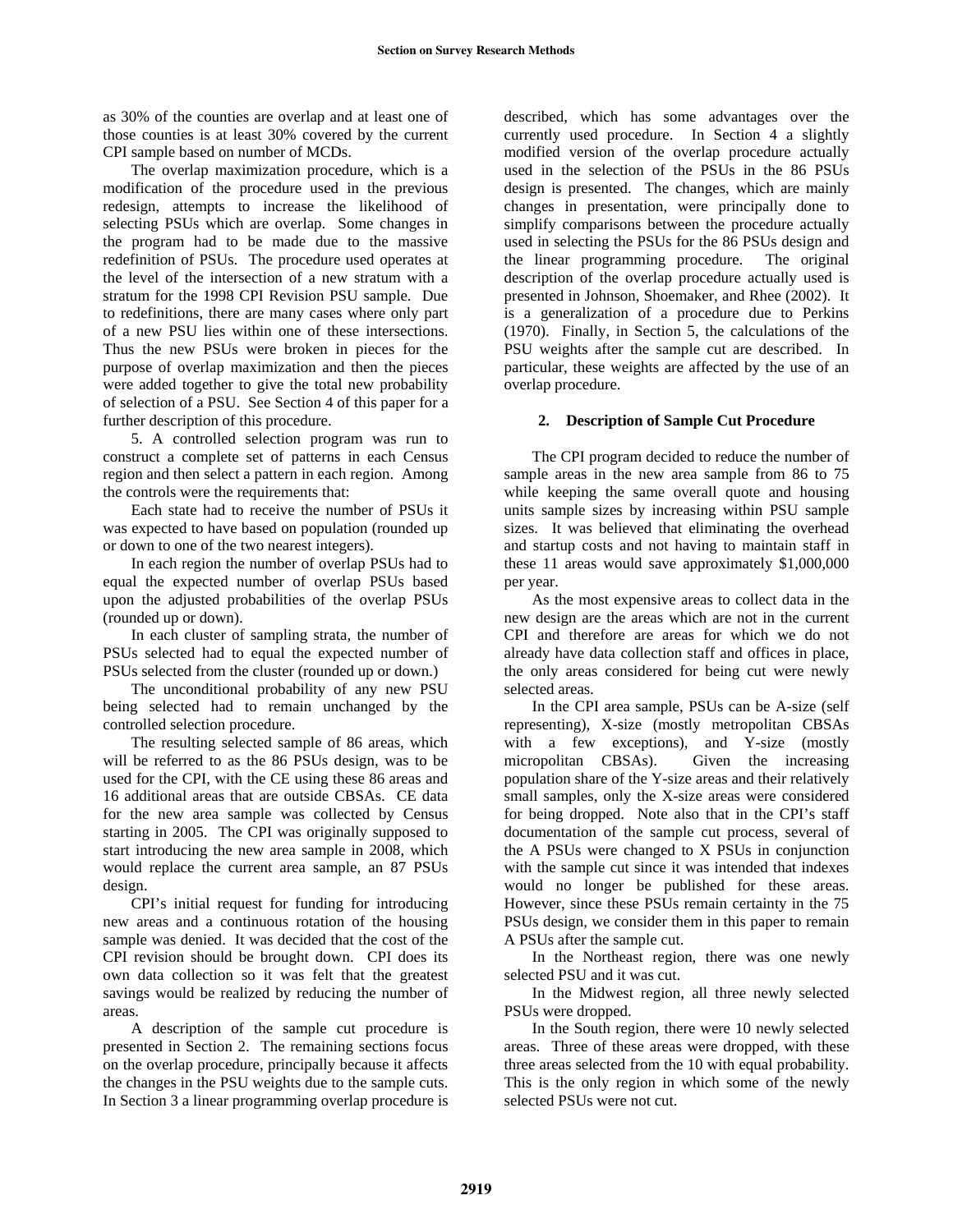as 30% of the counties are overlap and at least one of those counties is at least 30% covered by the current CPI sample based on number of MCDs.

The overlap maximization procedure, which is a modification of the procedure used in the previous redesign, attempts to increase the likelihood of selecting PSUs which are overlap. Some changes in the program had to be made due to the massive redefinition of PSUs. The procedure used operates at the level of the intersection of a new stratum with a stratum for the 1998 CPI Revision PSU sample. Due to redefinitions, there are many cases where only part of a new PSU lies within one of these intersections. Thus the new PSUs were broken in pieces for the purpose of overlap maximization and then the pieces were added together to give the total new probability of selection of a PSU. See Section 4 of this paper for a further description of this procedure.

5. A controlled selection program was run to construct a complete set of patterns in each Census region and then select a pattern in each region. Among the controls were the requirements that:

Each state had to receive the number of PSUs it was expected to have based on population (rounded up or down to one of the two nearest integers).

In each region the number of overlap PSUs had to equal the expected number of overlap PSUs based upon the adjusted probabilities of the overlap PSUs (rounded up or down).

In each cluster of sampling strata, the number of PSUs selected had to equal the expected number of PSUs selected from the cluster (rounded up or down.)

The unconditional probability of any new PSU being selected had to remain unchanged by the controlled selection procedure.

The resulting selected sample of 86 areas, which will be referred to as the 86 PSUs design, was to be used for the CPI, with the CE using these 86 areas and 16 additional areas that are outside CBSAs. CE data for the new area sample was collected by Census starting in 2005. The CPI was originally supposed to start introducing the new area sample in 2008, which would replace the current area sample, an 87 PSUs design.

CPI's initial request for funding for introducing new areas and a continuous rotation of the housing sample was denied. It was decided that the cost of the CPI revision should be brought down. CPI does its own data collection so it was felt that the greatest savings would be realized by reducing the number of areas.

A description of the sample cut procedure is presented in Section 2. The remaining sections focus on the overlap procedure, principally because it affects the changes in the PSU weights due to the sample cuts. In Section 3 a linear programming overlap procedure is described, which has some advantages over the currently used procedure. In Section 4 a slightly modified version of the overlap procedure actually used in the selection of the PSUs in the 86 PSUs design is presented. The changes, which are mainly changes in presentation, were principally done to simplify comparisons between the procedure actually used in selecting the PSUs for the 86 PSUs design and the linear programming procedure. The original description of the overlap procedure actually used is presented in Johnson, Shoemaker, and Rhee (2002). It is a generalization of a procedure due to Perkins (1970). Finally, in Section 5, the calculations of the PSU weights after the sample cut are described. In particular, these weights are affected by the use of an overlap procedure.

## 2. Description of Sample Cut Procedure

The CPI program decided to reduce the number of sample areas in the new area sample from 86 to 75 while keeping the same overall quote and housing units sample sizes by increasing within PSU sample sizes. It was believed that eliminating the overhead and startup costs and not having to maintain staff in these 11 areas would save approximately $1,000,000 per year.

As the most expensive areas to collect data in the new design are the areas which are not in the current CPI and therefore are areas for which we do not already have data collection staff and offices in place, the only areas considered for being cut were newly selected areas.

In the CPI area sample, PSUs can be A-size (self representing), X-size (mostly metropolitan CBSAs with a few exceptions), and Y-size (mostly micropolitan CBSAs). Given the increasing population share of the Y-size areas and their relatively small samples, only the X-size areas were considered for being dropped. Note also that in the CPI's staff documentation of the sample cut process, several of the A PSUs were changed to X PSUs in conjunction with the sample cut since it was intended that indexes would no longer be published for these areas. However, since these PSUs remain certainty in the 75 PSUs design, we consider them in this paper to remain A PSUs after the sample cut.

In the Northeast region, there was one newly selected PSU and it was cut.

In the Midwest region, all three newly selected PSUs were dropped.

In the South region, there were 10 newly selected areas. Three of these areas were dropped, with these three areas selected from the 10 with equal probability. This is the only region in which some of the newly selected PSUs were not cut.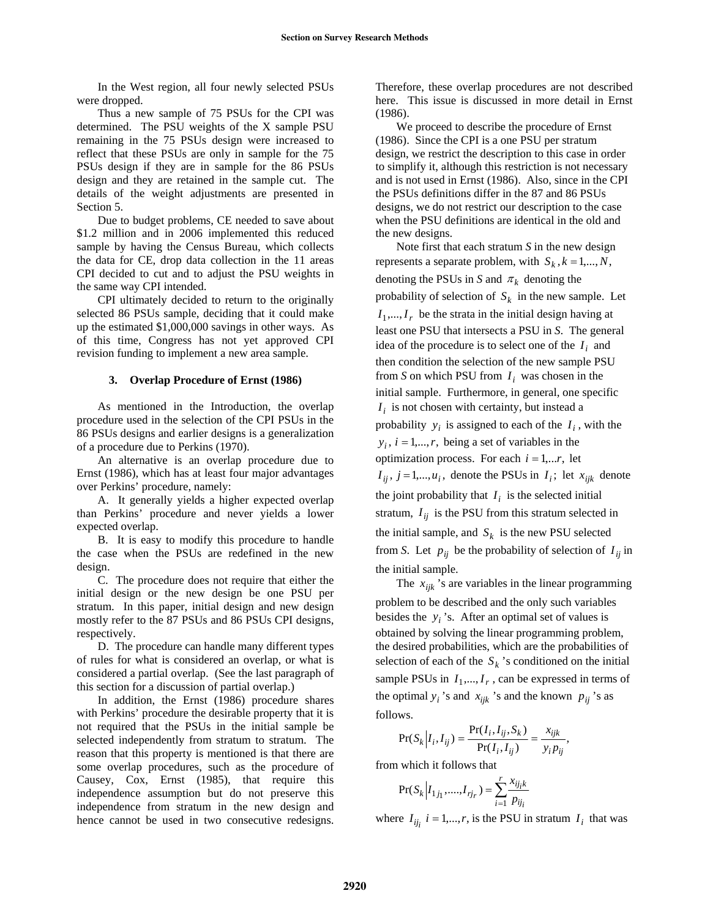In the West region, all four newly selected PSUs were dropped.

Thus a new sample of 75 PSUs for the CPI was determined. The PSU weights of the X sample PSU remaining in the 75 PSUs design were increased to reflect that these PSUs are only in sample for the 75 PSUs design if they are in sample for the 86 PSUs design and they are retained in the sample cut. The details of the weight adjustments are presented in Section 5.

Due to budget problems, CE needed to save about \$1.2 million and in 2006 implemented this reduced sample by having the Census Bureau, which collects the data for CE, drop data collection in the 11 areas CPI decided to cut and to adjust the PSU weights in the same way CPI intended.

CPI ultimately decided to return to the originally selected 86 PSUs sample, deciding that it could make up the estimated \$1,000,000 savings in other ways. As of this time, Congress has not yet approved CPI revision funding to implement a new area sample.

## 3. Overlap Procedure of Ernst (1986)

As mentioned in the Introduction, the overlap procedure used in the selection of the CPI PSUs in the 86 PSUs designs and earlier designs is a generalization of a procedure due to Perkins (1970).

An alternative is an overlap procedure due to Ernst (1986), which has at least four major advantages over Perkins' procedure, namely:

A. It generally yields a higher expected overlap than Perkins' procedure and never yields a lower expected overlap.

B. It is easy to modify this procedure to handle the case when the PSUs are redefined in the new design.

C. The procedure does not require that either the initial design or the new design be one PSU per stratum. In this paper, initial design and new design mostly refer to the 87 PSUs and 86 PSUs CPI designs, respectively.

D. The procedure can handle many different types of rules for what is considered an overlap, or what is considered a partial overlap. (See the last paragraph of this section for a discussion of partial overlap.)

In addition, the Ernst (1986) procedure shares with Perkins' procedure the desirable property that it is not required that the PSUs in the initial sample be selected independently from stratum to stratum. The reason that this property is mentioned is that there are some overlap procedures, such as the procedure of Causey, Cox, Ernst (1985), that require this independence assumption but do not preserve this independence from stratum in the new design and hence cannot be used in two consecutive redesigns. Therefore, these overlap procedures are not described here. This issue is discussed in more detail in Ernst (1986).

We proceed to describe the procedure of Ernst (1986). Since the CPI is a one PSU per stratum design, we restrict the description to this case in order to simplify it, although this restriction is not necessary and is not used in Ernst (1986). Also, since in the CPI the PSUs definitions differ in the 87 and 86 PSUs designs, we do not restrict our description to the case when the PSU definitions are identical in the old and the new designs.

Note first that each stratum *S* in the new design represents a separate problem, with $S_k, k = 1,...,N$, denoting the PSUs in *S* and $\pi_k$ denoting the probability of selection of $S_k$ in the new sample. Let $I_1,...,I_r$ be the strata in the initial design having at least one PSU that intersects a PSU in *S*. The general idea of the procedure is to select one of the $I_i$ and then condition the selection of the new sample PSU from *S* on which PSU from $I_i$ was chosen in the initial sample. Furthermore, in general, one specific $I_i$ is not chosen with certainty, but instead a probability $y_i$ is assigned to each of the $I_i$, with the $y_i$, $i = 1,...,r$, being a set of variables in the optimization process. For each $i = 1,...r$, let $I_{ij}$, $j = 1,...,u_i$, denote the PSUs in $I_i$; let $x_{ijk}$ denote the joint probability that $I_i$ is the selected initial stratum, $I_{ij}$ is the PSU from this stratum selected in the initial sample, and $S_k$ is the new PSU selected from *S*. Let $p_{ij}$ be the probability of selection of $I_{ij}$ in the initial sample.

The $x_{ijk}$'s are variables in the linear programming problem to be described and the only such variables besides the $y_i$'s. After an optimal set of values is obtained by solving the linear programming problem, the desired probabilities, which are the probabilities of selection of each of the $S_k$'s conditioned on the initial sample PSUs in $I_1,...,I_r$, can be expressed in terms of the optimal $y_i$'s and $x_{ijk}$'s and the known $p_{ij}$'s as follows.

$$\Pr(S_k | I_i, I_{ij}) = \frac{\Pr(I_i, I_{ij}, S_k)}{\Pr(I_i, I_{ij})} = \frac{x_{ijk}}{y_i p_{ij}},$$

from which it follows that

$$\Pr(S_k | I_{1j_1},....,I_{rj_r}) = \sum_{i=1}^{r} \frac{x_{ij_ik}}{p_{ij_i}}$$

where $I_{ij_i}$ $i = 1,...,r,$ is the PSU in stratum $I_i$ that was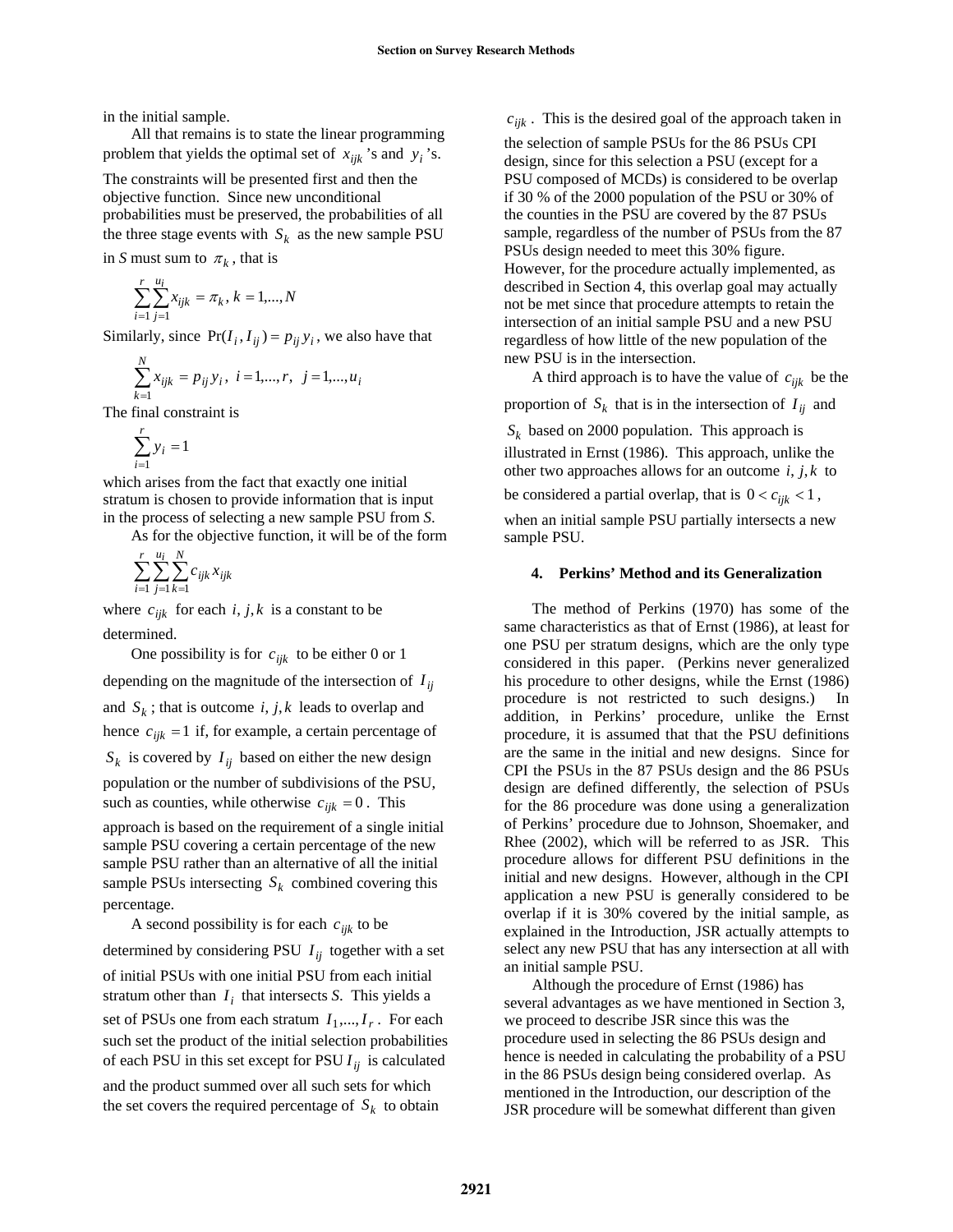in the initial sample.

All that remains is to state the linear programming problem that yields the optimal set of $x_{ijk}$'s and $y_i$'s. The constraints will be presented first and then the objective function. Since new unconditional probabilities must be preserved, the probabilities of all the three stage events with $S_k$ as the new sample PSU in *S* must sum to $\pi_k$, that is

$$\sum_{i=1}^{r}\sum_{j=1}^{u_i} x_{ijk} = \pi_k,\ k = 1,...,N$$

Similarly, since $\Pr(I_i, I_{ij}) = p_{ij} y_i$, we also have that

$$\sum_{k=1}^{N} x_{ijk} = p_{ij} y_i,\ i = 1,...,r,\ \ j = 1,...,u_i$$

The final constraint is

$$\sum_{i=1}^{r} y_i = 1$$

which arises from the fact that exactly one initial stratum is chosen to provide information that is input in the process of selecting a new sample PSU from *S*.

As for the objective function, it will be of the form

$$\sum_{i=1}^{r}\sum_{j=1}^{u_i}\sum_{k=1}^{N} c_{ijk} x_{ijk}$$

where $c_{ijk}$ for each $i, j, k$ is a constant to be determined.

One possibility is for $c_{ijk}$ to be either 0 or 1 depending on the magnitude of the intersection of $I_{ij}$ and $S_k$; that is outcome $i, j, k$ leads to overlap and hence $c_{ijk} = 1$ if, for example, a certain percentage of $S_k$ is covered by $I_{ij}$ based on either the new design population or the number of subdivisions of the PSU, such as counties, while otherwise $c_{ijk} = 0$. This approach is based on the requirement of a single initial sample PSU covering a certain percentage of the new sample PSU rather than an alternative of all the initial sample PSUs intersecting $S_k$ combined covering this percentage.

A second possibility is for each $c_{ijk}$ to be determined by considering PSU $I_{ij}$ together with a set of initial PSUs with one initial PSU from each initial stratum other than $I_i$ that intersects *S*. This yields a set of PSUs one from each stratum $I_1,...,I_r$. For each such set the product of the initial selection probabilities of each PSU in this set except for PSU $I_{ij}$ is calculated and the product summed over all such sets for which the set covers the required percentage of $S_k$ to obtain $c_{ijk}$. This is the desired goal of the approach taken in the selection of sample PSUs for the 86 PSUs CPI design, since for this selection a PSU (except for a PSU composed of MCDs) is considered to be overlap if 30 % of the 2000 population of the PSU or 30% of the counties in the PSU are covered by the 87 PSUs sample, regardless of the number of PSUs from the 87 PSUs design needed to meet this 30% figure. However, for the procedure actually implemented, as described in Section 4, this overlap goal may actually not be met since that procedure attempts to retain the intersection of an initial sample PSU and a new PSU regardless of how little of the new population of the new PSU is in the intersection.

A third approach is to have the value of $c_{ijk}$ be the proportion of $S_k$ that is in the intersection of $I_{ij}$ and $S_k$ based on 2000 population. This approach is illustrated in Ernst (1986). This approach, unlike the other two approaches allows for an outcome $i, j, k$ to be considered a partial overlap, that is $0 < c_{ijk} < 1$, when an initial sample PSU partially intersects a new sample PSU.

## 4. Perkins' Method and its Generalization

The method of Perkins (1970) has some of the same characteristics as that of Ernst (1986), at least for one PSU per stratum designs, which are the only type considered in this paper. (Perkins never generalized his procedure to other designs, while the Ernst (1986) procedure is not restricted to such designs.) In addition, in Perkins' procedure, unlike the Ernst procedure, it is assumed that that the PSU definitions are the same in the initial and new designs. Since for CPI the PSUs in the 87 PSUs design and the 86 PSUs design are defined differently, the selection of PSUs for the 86 procedure was done using a generalization of Perkins' procedure due to Johnson, Shoemaker, and Rhee (2002), which will be referred to as JSR. This procedure allows for different PSU definitions in the initial and new designs. However, although in the CPI application a new PSU is generally considered to be overlap if it is 30% covered by the initial sample, as explained in the Introduction, JSR actually attempts to select any new PSU that has any intersection at all with an initial sample PSU.

Although the procedure of Ernst (1986) has several advantages as we have mentioned in Section 3, we proceed to describe JSR since this was the procedure used in selecting the 86 PSUs design and hence is needed in calculating the probability of a PSU in the 86 PSUs design being considered overlap. As mentioned in the Introduction, our description of the JSR procedure will be somewhat different than given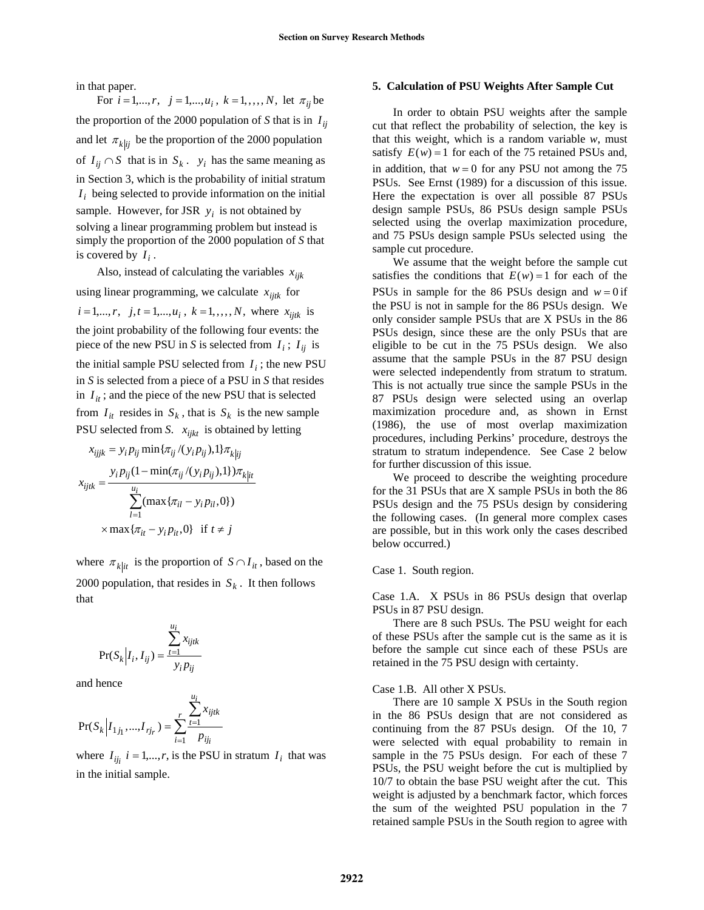in that paper.

For $i = 1,...,r$, $j = 1,...,u_i$, $k = 1,,,,,N$, let $\pi_{ij}$ be the proportion of the 2000 population of *S* that is in $I_{ij}$ and let $\pi_{k|ij}$ be the proportion of the 2000 population of $I_{ij} \cap S$ that is in $S_k$. $y_i$ has the same meaning as in Section 3, which is the probability of initial stratum $I_i$ being selected to provide information on the initial sample. However, for JSR $y_i$ is not obtained by solving a linear programming problem but instead is simply the proportion of the 2000 population of *S* that is covered by $I_i$.

Also, instead of calculating the variables $x_{ijk}$ using linear programming, we calculate $x_{ijtk}$ for $i = 1,...,r$, $j,t = 1,...,u_i$, $k = 1,,,,,N$, where $x_{ijtk}$ is the joint probability of the following four events: the piece of the new PSU in *S* is selected from $I_i$; $I_{ij}$ is the initial sample PSU selected from $I_i$; the new PSU in *S* is selected from a piece of a PSU in *S* that resides in $I_{it}$; and the piece of the new PSU that is selected from $I_{it}$ resides in $S_k$, that is $S_k$ is the new sample PSU selected from *S*. $x_{ijkt}$ is obtained by letting

$$x_{ijjk} = y_i p_{ij} \min\{\pi_{ij}/(y_i p_{ij}),1\}\pi_{k|ij}$$

$$x_{ijtk} = \frac{y_i p_{ij}(1 - \min(\pi_{ij}/(y_i p_{ij}),1\})\pi_{k|it}}{\sum_{l=1}^{u_i}(\max\{\pi_{il} - y_i p_{il},0\})} \times \max\{\pi_{it} - y_i p_{it},0\} \quad \text{if } t \neq j$$

where $\pi_{k|it}$ is the proportion of $S \cap I_{it}$, based on the 2000 population, that resides in $S_k$. It then follows that

$$\Pr(S_k | I_i, I_{ij}) = \frac{\sum_{t=1}^{u_i} x_{ijtk}}{y_i p_{ij}}$$

and hence

$$\Pr(S_k | I_{1j_1},...,I_{rj_r}) = \sum_{i=1}^{r} \frac{\sum_{t=1}^{u_i} x_{ijtk}}{p_{ij_i}}$$

where $I_{ij_i}$ $i = 1,...,r$, is the PSU in stratum $I_i$ that was in the initial sample.

## 5. Calculation of PSU Weights After Sample Cut

In order to obtain PSU weights after the sample cut that reflect the probability of selection, the key is that this weight, which is a random variable *w*, must satisfy $E(w) = 1$ for each of the 75 retained PSUs and, in addition, that $w = 0$ for any PSU not among the 75 PSUs. See Ernst (1989) for a discussion of this issue. Here the expectation is over all possible 87 PSUs design sample PSUs, 86 PSUs design sample PSUs selected using the overlap maximization procedure, and 75 PSUs design sample PSUs selected using the sample cut procedure.

We assume that the weight before the sample cut satisfies the conditions that $E(w) = 1$ for each of the PSUs in sample for the 86 PSUs design and $w = 0$ if the PSU is not in sample for the 86 PSUs design. We only consider sample PSUs that are X PSUs in the 86 PSUs design, since these are the only PSUs that are eligible to be cut in the 75 PSUs design. We also assume that the sample PSUs in the 87 PSU design were selected independently from stratum to stratum. This is not actually true since the sample PSUs in the 87 PSUs design were selected using an overlap maximization procedure and, as shown in Ernst (1986), the use of most overlap maximization procedures, including Perkins' procedure, destroys the stratum to stratum independence. See Case 2 below for further discussion of this issue.

We proceed to describe the weighting procedure for the 31 PSUs that are X sample PSUs in both the 86 PSUs design and the 75 PSUs design by considering the following cases. (In general more complex cases are possible, but in this work only the cases described below occurred.)

Case 1. South region.

Case 1.A. X PSUs in 86 PSUs design that overlap PSUs in 87 PSU design.

There are 8 such PSUs. The PSU weight for each of these PSUs after the sample cut is the same as it is before the sample cut since each of these PSUs are retained in the 75 PSU design with certainty.

Case 1.B. All other X PSUs.

There are 10 sample X PSUs in the South region in the 86 PSUs design that are not considered as continuing from the 87 PSUs design. Of the 10, 7 were selected with equal probability to remain in sample in the 75 PSUs design. For each of these 7 PSUs, the PSU weight before the cut is multiplied by 10/7 to obtain the base PSU weight after the cut. This weight is adjusted by a benchmark factor, which forces the sum of the weighted PSU population in the 7 retained sample PSUs in the South region to agree with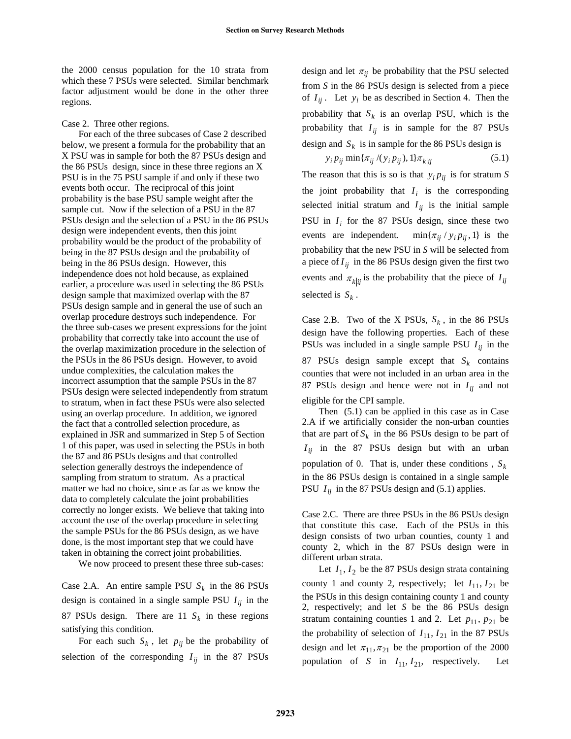the 2000 census population for the 10 strata from which these 7 PSUs were selected. Similar benchmark factor adjustment would be done in the other three regions.

Case 2. Three other regions.

For each of the three subcases of Case 2 described below, we present a formula for the probability that an X PSU was in sample for both the 87 PSUs design and the 86 PSUs design, since in these three regions an X PSU is in the 75 PSU sample if and only if these two events both occur. The reciprocal of this joint probability is the base PSU sample weight after the sample cut. Now if the selection of a PSU in the 87 PSUs design and the selection of a PSU in the 86 PSUs design were independent events, then this joint probability would be the product of the probability of being in the 87 PSUs design and the probability of being in the 86 PSUs design. However, this independence does not hold because, as explained earlier, a procedure was used in selecting the 86 PSUs design sample that maximized overlap with the 87 PSUs design sample and in general the use of such an overlap procedure destroys such independence. For the three sub-cases we present expressions for the joint probability that correctly take into account the use of the overlap maximization procedure in the selection of the PSUs in the 86 PSUs design. However, to avoid undue complexities, the calculation makes the incorrect assumption that the sample PSUs in the 87 PSUs design were selected independently from stratum to stratum, when in fact these PSUs were also selected using an overlap procedure. In addition, we ignored the fact that a controlled selection procedure, as explained in JSR and summarized in Step 5 of Section 1 of this paper, was used in selecting the PSUs in both the 87 and 86 PSUs designs and that controlled selection generally destroys the independence of sampling from stratum to stratum. As a practical matter we had no choice, since as far as we know the data to completely calculate the joint probabilities correctly no longer exists. We believe that taking into account the use of the overlap procedure in selecting the sample PSUs for the 86 PSUs design, as we have done, is the most important step that we could have taken in obtaining the correct joint probabilities.

We now proceed to present these three sub-cases:

Case 2.A. An entire sample PSU $S_k$ in the 86 PSUs design is contained in a single sample PSU $I_{ij}$ in the 87 PSUs design. There are 11 $S_k$ in these regions satisfying this condition.

For each such $S_k$, let $p_{ij}$ be the probability of selection of the corresponding $I_{ij}$ in the 87 PSUs design and let $\pi_{ij}$ be probability that the PSU selected from $S$ in the 86 PSUs design is selected from a piece of $I_{ij}$. Let $y_i$ be as described in Section 4. Then the probability that $S_k$ is an overlap PSU, which is the probability that $I_{ij}$ is in sample for the 87 PSUs design and $S_k$ is in sample for the 86 PSUs design is

$$y_i p_{ij} \min\{\pi_{ij} / (y_i p_{ij}), 1\} \pi_{k|ij} \tag{5.1}$$

The reason that this is so is that $y_i p_{ij}$ is for stratum $S$ the joint probability that $I_i$ is the corresponding selected initial stratum and $I_{ij}$ is the initial sample PSU in $I_i$ for the 87 PSUs design, since these two events are independent. $\min\{\pi_{ij} / y_i p_{ij}, 1\}$ is the probability that the new PSU in $S$ will be selected from a piece of $I_{ij}$ in the 86 PSUs design given the first two events and $\pi_{k|ij}$ is the probability that the piece of $I_{ij}$ selected is $S_k$.

Case 2.B. Two of the X PSUs, $S_k$, in the 86 PSUs design have the following properties. Each of these PSUs was included in a single sample PSU $I_{ij}$ in the 87 PSUs design sample except that $S_k$ contains counties that were not included in an urban area in the 87 PSUs design and hence were not in $I_{ij}$ and not eligible for the CPI sample.

Then (5.1) can be applied in this case as in Case 2.A if we artificially consider the non-urban counties that are part of $S_k$ in the 86 PSUs design to be part of $I_{ij}$ in the 87 PSUs design but with an urban population of 0. That is, under these conditions, $S_k$ in the 86 PSUs design is contained in a single sample PSU $I_{ij}$ in the 87 PSUs design and (5.1) applies.

Case 2.C. There are three PSUs in the 86 PSUs design that constitute this case. Each of the PSUs in this design consists of two urban counties, county 1 and county 2, which in the 87 PSUs design were in different urban strata.

Let $I_1, I_2$ be the 87 PSUs design strata containing county 1 and county 2, respectively; let $I_{11}, I_{21}$ be the PSUs in this design containing county 1 and county 2, respectively; and let $S$ be the 86 PSUs design stratum containing counties 1 and 2. Let $p_{11}, p_{21}$ be the probability of selection of $I_{11}, I_{21}$ in the 87 PSUs design and let $\pi_{11}, \pi_{21}$ be the proportion of the 2000 population of $S$ in $I_{11}, I_{21}$, respectively. Let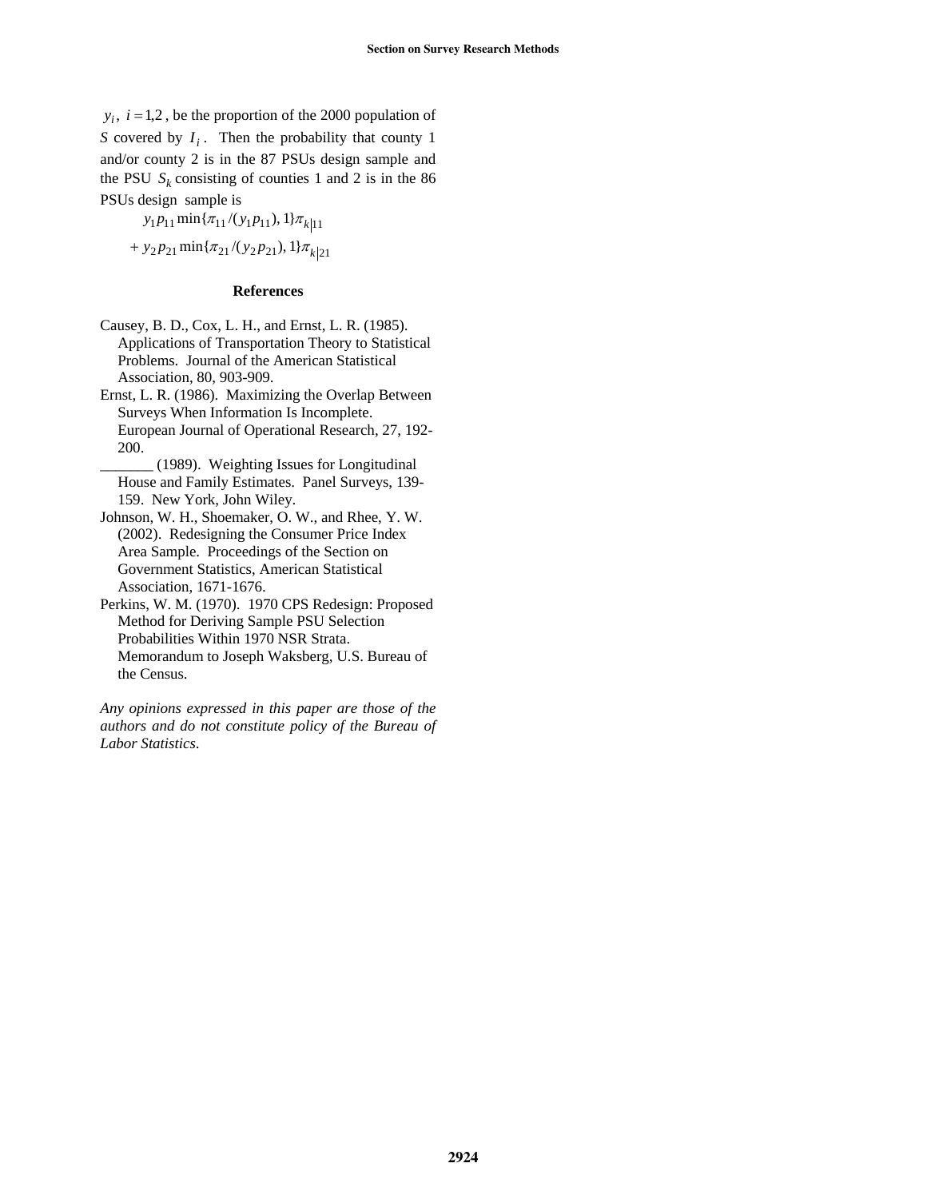$y_i$, $i = 1,2$, be the proportion of the 2000 population of $S$ covered by $I_i$. Then the probability that county 1 and/or county 2 is in the 87 PSUs design sample and the PSU $S_k$ consisting of counties 1 and 2 is in the 86 PSUs design sample is

$$y_1 p_{11} \min\{\pi_{11}/(y_1 p_{11}), 1\} \pi_{k|11}$$
$$+ \, y_2 p_{21} \min\{\pi_{21}/(y_2 p_{21}), 1\} \pi_{k|21}$$

## References

Causey, B. D., Cox, L. H., and Ernst, L. R. (1985). Applications of Transportation Theory to Statistical Problems. Journal of the American Statistical Association, 80, 903-909.

Ernst, L. R. (1986). Maximizing the Overlap Between Surveys When Information Is Incomplete. European Journal of Operational Research, 27, 192-200.

_______ (1989). Weighting Issues for Longitudinal House and Family Estimates. Panel Surveys, 139-159. New York, John Wiley.

Johnson, W. H., Shoemaker, O. W., and Rhee, Y. W. (2002). Redesigning the Consumer Price Index Area Sample. Proceedings of the Section on Government Statistics, American Statistical Association, 1671-1676.

Perkins, W. M. (1970). 1970 CPS Redesign: Proposed Method for Deriving Sample PSU Selection Probabilities Within 1970 NSR Strata. Memorandum to Joseph Waksberg, U.S. Bureau of the Census.

*Any opinions expressed in this paper are those of the authors and do not constitute policy of the Bureau of Labor Statistics.*